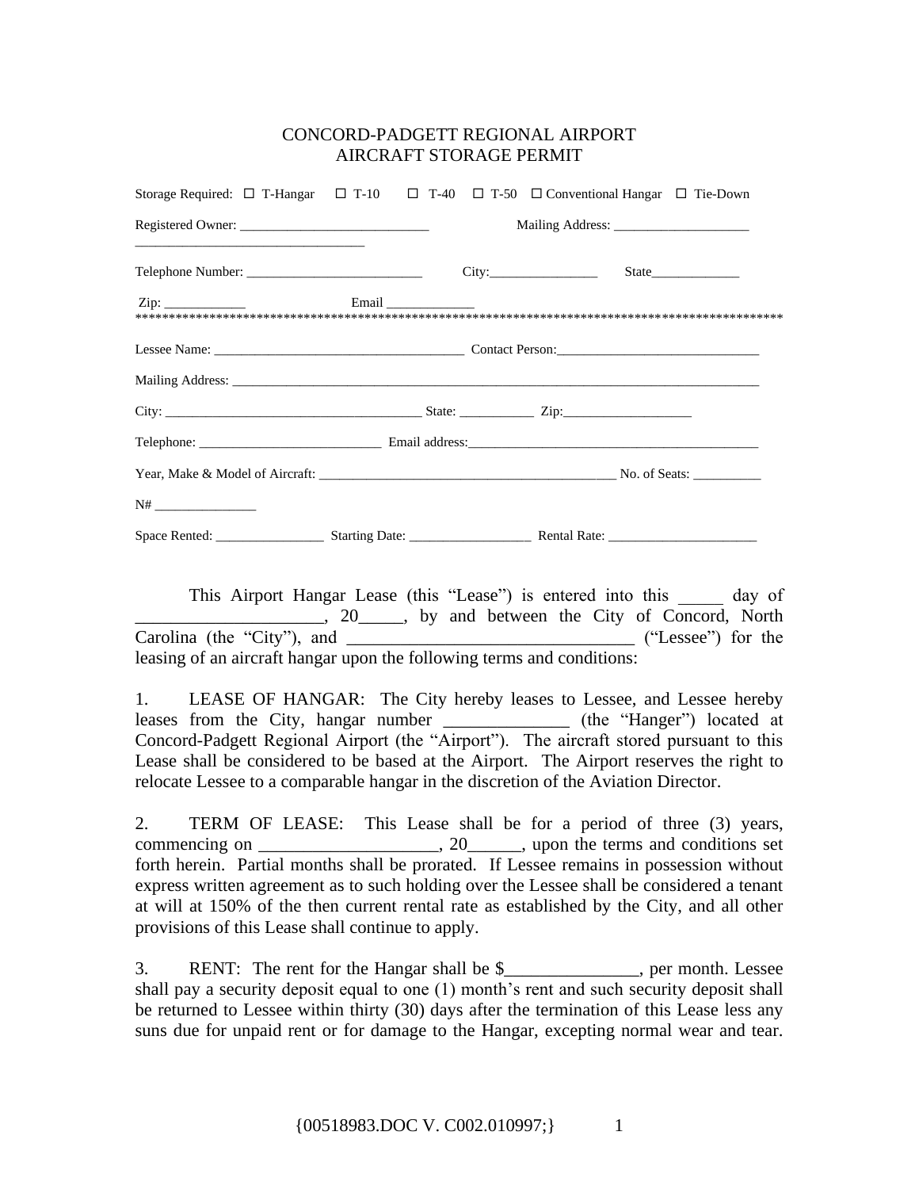# CONCORD-PADGETT REGIONAL AIRPORT
# AIRCRAFT STORAGE PERMIT

Storage Required: ☐ T-Hangar ☐ T-10 ☐ T-40 ☐ T-50 ☐ Conventional Hangar ☐ Tie-Down

Registered Owner: ___________________________ Mailing Address: ____________________

________________________________

Telephone Number: __________________________ City:________________ State_____________

Zip: ____________ Email _____________

**************************************************************************************************

Lessee Name: ____________________________________ Contact Person:_____________________________

Mailing Address: ________________________________________________________________________________

City: ______________________________________ State: ___________ Zip:__________________

Telephone: ___________________________ Email address:____________________________________________

Year, Make & Model of Aircraft: ____________________________________________ No. of Seats: __________

N# _______________

Space Rented: ________________ Starting Date: __________________ Rental Rate: ______________________

This Airport Hangar Lease (this "Lease") is entered into this _____ day of _____________________, 20_____, by and between the City of Concord, North Carolina (the "City"), and ________________________________ ("Lessee") for the leasing of an aircraft hangar upon the following terms and conditions:

1. LEASE OF HANGAR: The City hereby leases to Lessee, and Lessee hereby leases from the City, hangar number ______________ (the "Hanger") located at Concord-Padgett Regional Airport (the "Airport"). The aircraft stored pursuant to this Lease shall be considered to be based at the Airport. The Airport reserves the right to relocate Lessee to a comparable hangar in the discretion of the Aviation Director.

2. TERM OF LEASE: This Lease shall be for a period of three (3) years, commencing on ____________________, 20______, upon the terms and conditions set forth herein. Partial months shall be prorated. If Lessee remains in possession without express written agreement as to such holding over the Lessee shall be considered a tenant at will at 150% of the then current rental rate as established by the City, and all other provisions of this Lease shall continue to apply.

3. RENT: The rent for the Hangar shall be $_______________, per month. Lessee shall pay a security deposit equal to one (1) month's rent and such security deposit shall be returned to Lessee within thirty (30) days after the termination of this Lease less any suns due for unpaid rent or for damage to the Hangar, excepting normal wear and tear.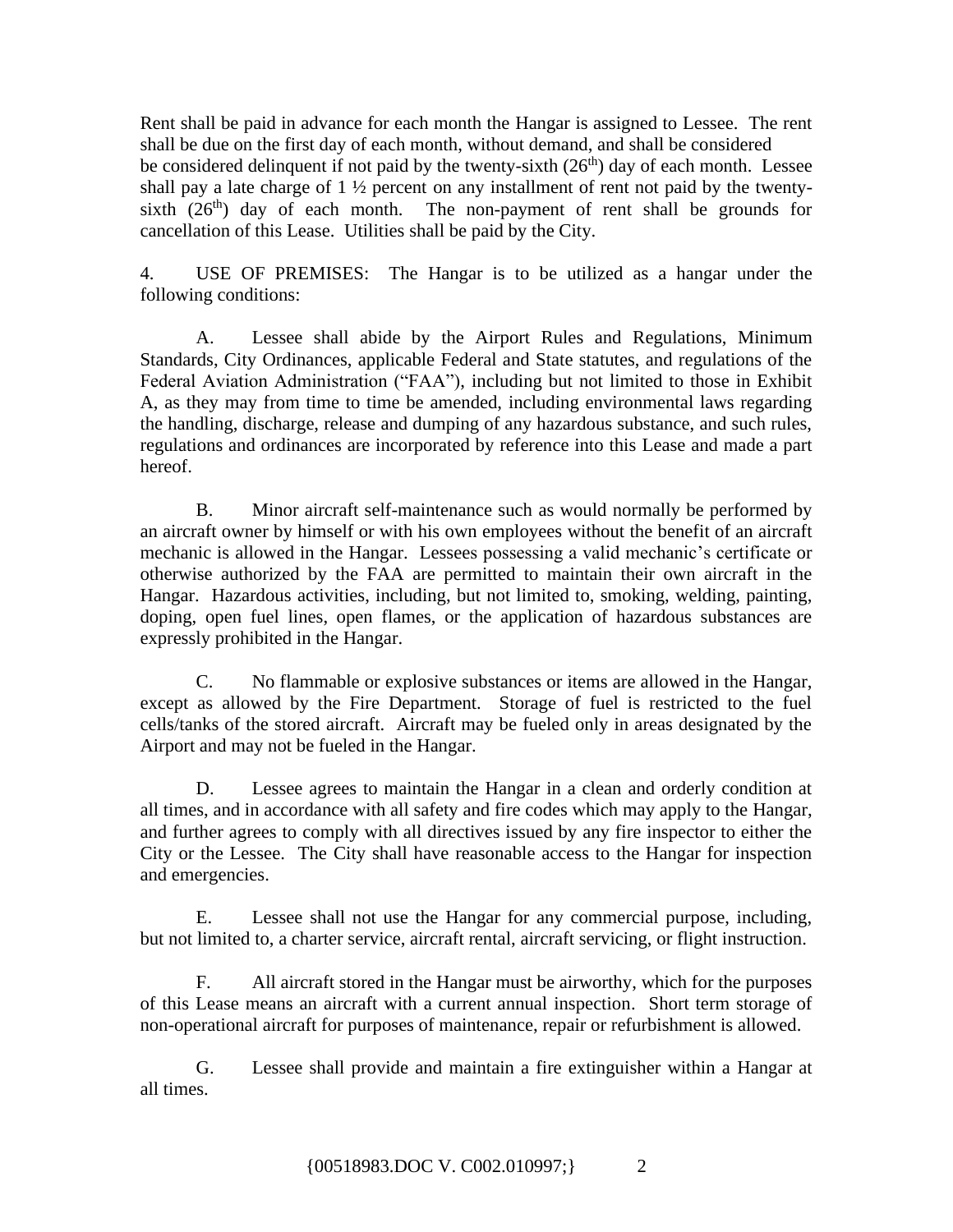Rent shall be paid in advance for each month the Hangar is assigned to Lessee. The rent shall be due on the first day of each month, without demand, and shall be considered be considered delinquent if not paid by the twenty-sixth (26th) day of each month. Lessee shall pay a late charge of 1 ½ percent on any installment of rent not paid by the twenty-sixth (26th) day of each month. The non-payment of rent shall be grounds for cancellation of this Lease. Utilities shall be paid by the City.

4. USE OF PREMISES: The Hangar is to be utilized as a hangar under the following conditions:

A. Lessee shall abide by the Airport Rules and Regulations, Minimum Standards, City Ordinances, applicable Federal and State statutes, and regulations of the Federal Aviation Administration ("FAA"), including but not limited to those in Exhibit A, as they may from time to time be amended, including environmental laws regarding the handling, discharge, release and dumping of any hazardous substance, and such rules, regulations and ordinances are incorporated by reference into this Lease and made a part hereof.

B. Minor aircraft self-maintenance such as would normally be performed by an aircraft owner by himself or with his own employees without the benefit of an aircraft mechanic is allowed in the Hangar. Lessees possessing a valid mechanic's certificate or otherwise authorized by the FAA are permitted to maintain their own aircraft in the Hangar. Hazardous activities, including, but not limited to, smoking, welding, painting, doping, open fuel lines, open flames, or the application of hazardous substances are expressly prohibited in the Hangar.

C. No flammable or explosive substances or items are allowed in the Hangar, except as allowed by the Fire Department. Storage of fuel is restricted to the fuel cells/tanks of the stored aircraft. Aircraft may be fueled only in areas designated by the Airport and may not be fueled in the Hangar.

D. Lessee agrees to maintain the Hangar in a clean and orderly condition at all times, and in accordance with all safety and fire codes which may apply to the Hangar, and further agrees to comply with all directives issued by any fire inspector to either the City or the Lessee. The City shall have reasonable access to the Hangar for inspection and emergencies.

E. Lessee shall not use the Hangar for any commercial purpose, including, but not limited to, a charter service, aircraft rental, aircraft servicing, or flight instruction.

F. All aircraft stored in the Hangar must be airworthy, which for the purposes of this Lease means an aircraft with a current annual inspection. Short term storage of non-operational aircraft for purposes of maintenance, repair or refurbishment is allowed.

G. Lessee shall provide and maintain a fire extinguisher within a Hangar at all times.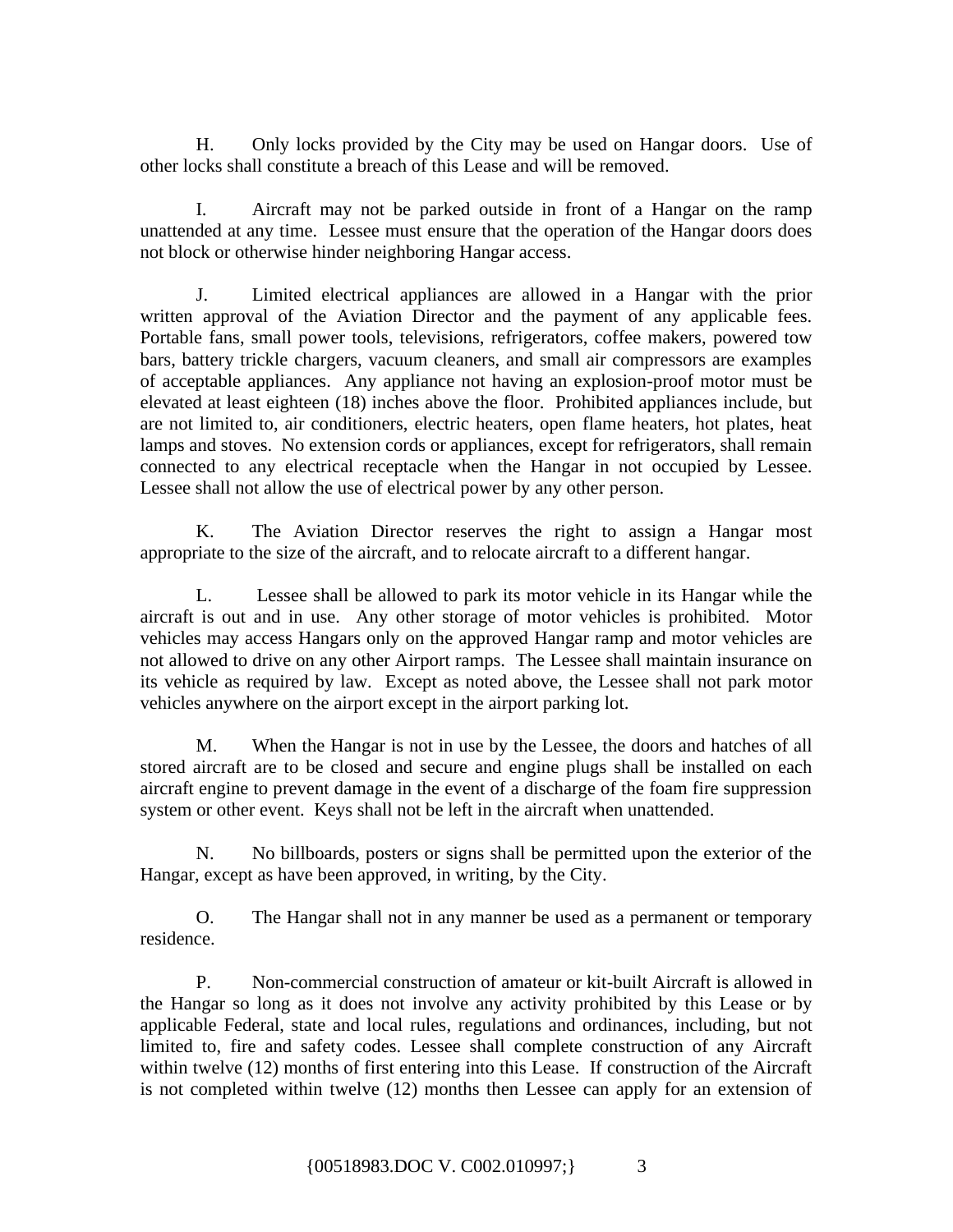H. Only locks provided by the City may be used on Hangar doors. Use of other locks shall constitute a breach of this Lease and will be removed.

I. Aircraft may not be parked outside in front of a Hangar on the ramp unattended at any time. Lessee must ensure that the operation of the Hangar doors does not block or otherwise hinder neighboring Hangar access.

J. Limited electrical appliances are allowed in a Hangar with the prior written approval of the Aviation Director and the payment of any applicable fees. Portable fans, small power tools, televisions, refrigerators, coffee makers, powered tow bars, battery trickle chargers, vacuum cleaners, and small air compressors are examples of acceptable appliances. Any appliance not having an explosion-proof motor must be elevated at least eighteen (18) inches above the floor. Prohibited appliances include, but are not limited to, air conditioners, electric heaters, open flame heaters, hot plates, heat lamps and stoves. No extension cords or appliances, except for refrigerators, shall remain connected to any electrical receptacle when the Hangar in not occupied by Lessee. Lessee shall not allow the use of electrical power by any other person.

K. The Aviation Director reserves the right to assign a Hangar most appropriate to the size of the aircraft, and to relocate aircraft to a different hangar.

L. Lessee shall be allowed to park its motor vehicle in its Hangar while the aircraft is out and in use. Any other storage of motor vehicles is prohibited. Motor vehicles may access Hangars only on the approved Hangar ramp and motor vehicles are not allowed to drive on any other Airport ramps. The Lessee shall maintain insurance on its vehicle as required by law. Except as noted above, the Lessee shall not park motor vehicles anywhere on the airport except in the airport parking lot.

M. When the Hangar is not in use by the Lessee, the doors and hatches of all stored aircraft are to be closed and secure and engine plugs shall be installed on each aircraft engine to prevent damage in the event of a discharge of the foam fire suppression system or other event. Keys shall not be left in the aircraft when unattended.

N. No billboards, posters or signs shall be permitted upon the exterior of the Hangar, except as have been approved, in writing, by the City.

O. The Hangar shall not in any manner be used as a permanent or temporary residence.

P. Non-commercial construction of amateur or kit-built Aircraft is allowed in the Hangar so long as it does not involve any activity prohibited by this Lease or by applicable Federal, state and local rules, regulations and ordinances, including, but not limited to, fire and safety codes. Lessee shall complete construction of any Aircraft within twelve (12) months of first entering into this Lease. If construction of the Aircraft is not completed within twelve (12) months then Lessee can apply for an extension of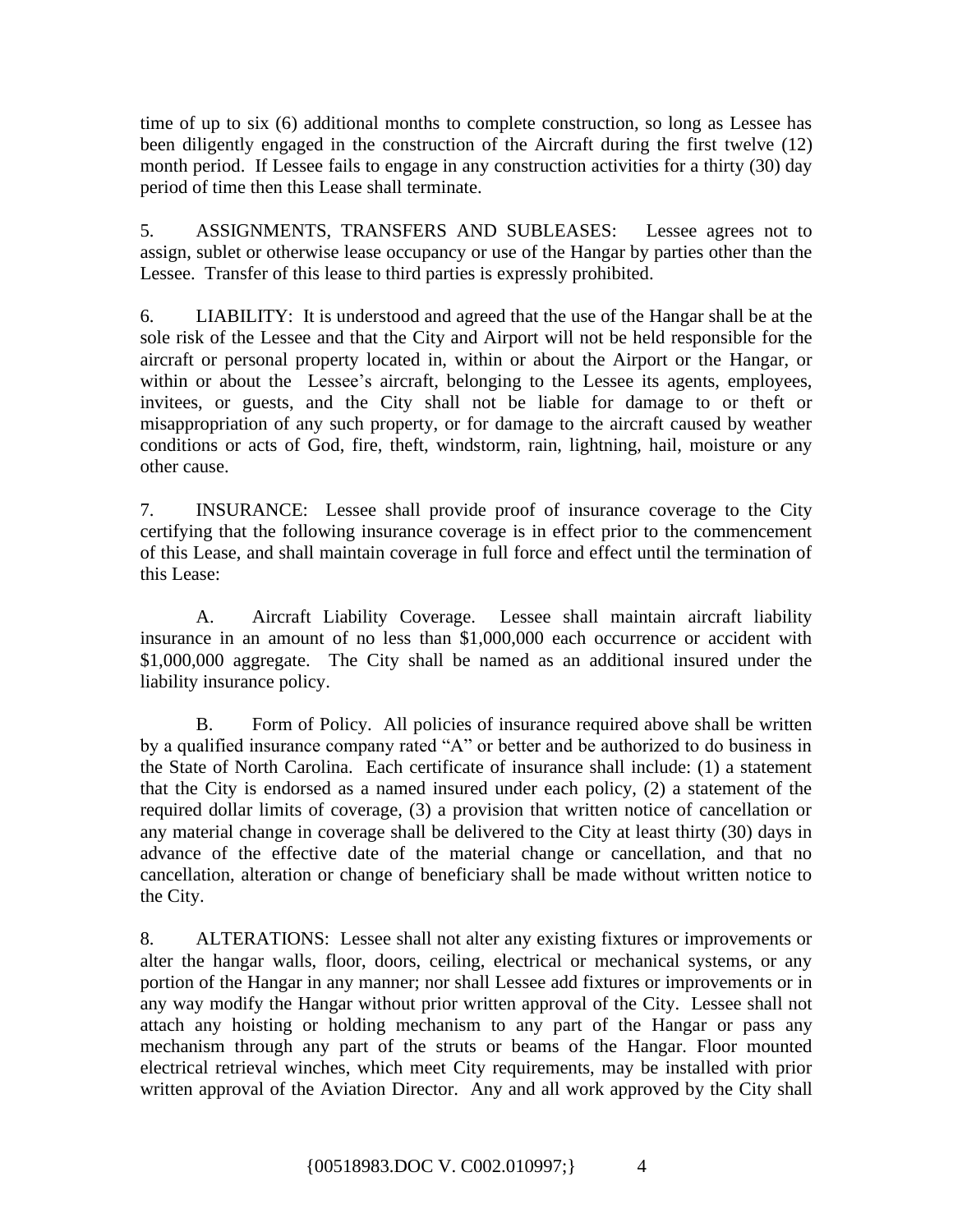time of up to six (6) additional months to complete construction, so long as Lessee has been diligently engaged in the construction of the Aircraft during the first twelve (12) month period. If Lessee fails to engage in any construction activities for a thirty (30) day period of time then this Lease shall terminate.

5. ASSIGNMENTS, TRANSFERS AND SUBLEASES: Lessee agrees not to assign, sublet or otherwise lease occupancy or use of the Hangar by parties other than the Lessee. Transfer of this lease to third parties is expressly prohibited.

6. LIABILITY: It is understood and agreed that the use of the Hangar shall be at the sole risk of the Lessee and that the City and Airport will not be held responsible for the aircraft or personal property located in, within or about the Airport or the Hangar, or within or about the Lessee's aircraft, belonging to the Lessee its agents, employees, invitees, or guests, and the City shall not be liable for damage to or theft or misappropriation of any such property, or for damage to the aircraft caused by weather conditions or acts of God, fire, theft, windstorm, rain, lightning, hail, moisture or any other cause.

7. INSURANCE: Lessee shall provide proof of insurance coverage to the City certifying that the following insurance coverage is in effect prior to the commencement of this Lease, and shall maintain coverage in full force and effect until the termination of this Lease:

A. Aircraft Liability Coverage. Lessee shall maintain aircraft liability insurance in an amount of no less than $1,000,000 each occurrence or accident with $1,000,000 aggregate. The City shall be named as an additional insured under the liability insurance policy.

B. Form of Policy. All policies of insurance required above shall be written by a qualified insurance company rated "A" or better and be authorized to do business in the State of North Carolina. Each certificate of insurance shall include: (1) a statement that the City is endorsed as a named insured under each policy, (2) a statement of the required dollar limits of coverage, (3) a provision that written notice of cancellation or any material change in coverage shall be delivered to the City at least thirty (30) days in advance of the effective date of the material change or cancellation, and that no cancellation, alteration or change of beneficiary shall be made without written notice to the City.

8. ALTERATIONS: Lessee shall not alter any existing fixtures or improvements or alter the hangar walls, floor, doors, ceiling, electrical or mechanical systems, or any portion of the Hangar in any manner; nor shall Lessee add fixtures or improvements or in any way modify the Hangar without prior written approval of the City. Lessee shall not attach any hoisting or holding mechanism to any part of the Hangar or pass any mechanism through any part of the struts or beams of the Hangar. Floor mounted electrical retrieval winches, which meet City requirements, may be installed with prior written approval of the Aviation Director. Any and all work approved by the City shall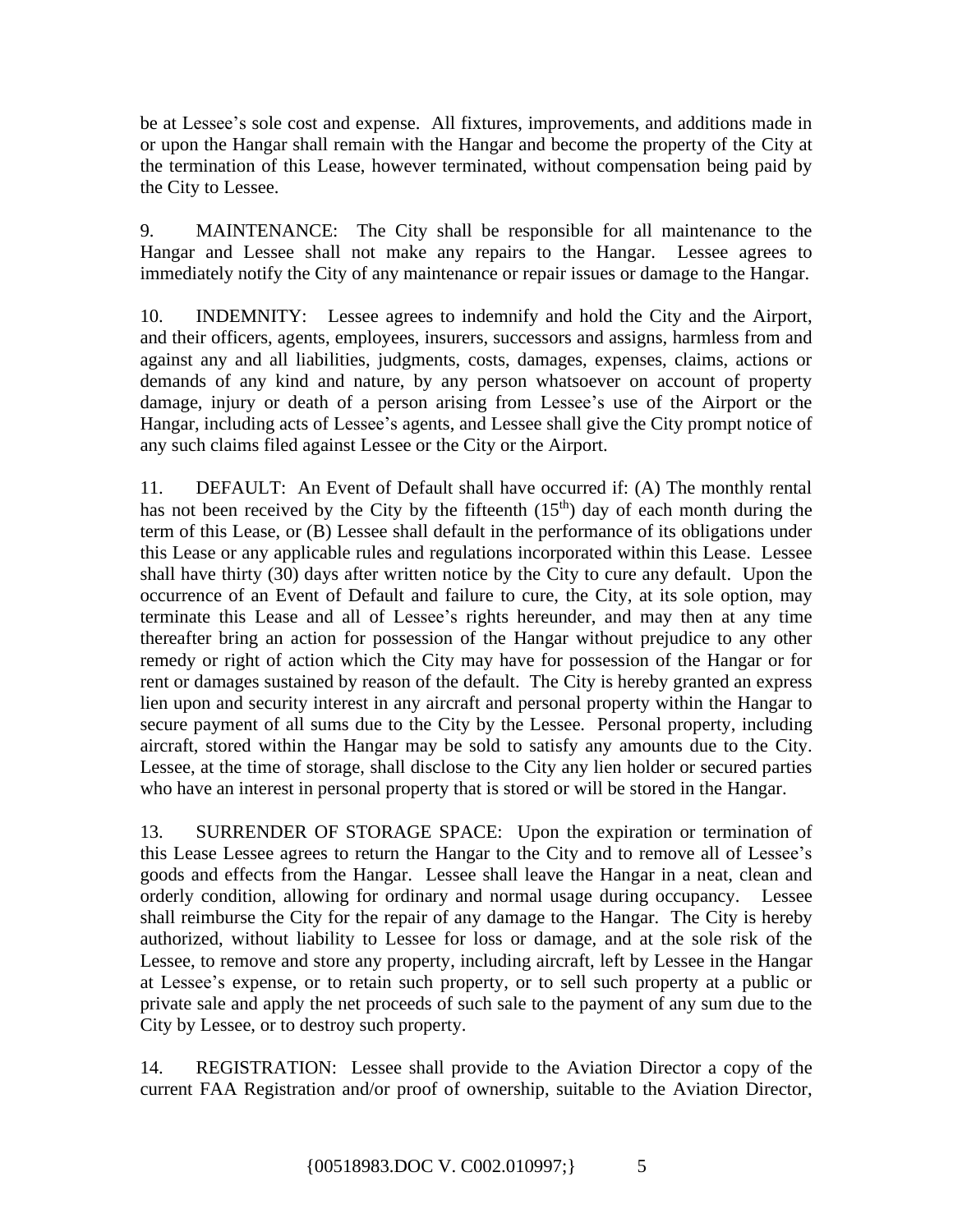be at Lessee's sole cost and expense. All fixtures, improvements, and additions made in or upon the Hangar shall remain with the Hangar and become the property of the City at the termination of this Lease, however terminated, without compensation being paid by the City to Lessee.

9. MAINTENANCE: The City shall be responsible for all maintenance to the Hangar and Lessee shall not make any repairs to the Hangar. Lessee agrees to immediately notify the City of any maintenance or repair issues or damage to the Hangar.

10. INDEMNITY: Lessee agrees to indemnify and hold the City and the Airport, and their officers, agents, employees, insurers, successors and assigns, harmless from and against any and all liabilities, judgments, costs, damages, expenses, claims, actions or demands of any kind and nature, by any person whatsoever on account of property damage, injury or death of a person arising from Lessee's use of the Airport or the Hangar, including acts of Lessee's agents, and Lessee shall give the City prompt notice of any such claims filed against Lessee or the City or the Airport.

11. DEFAULT: An Event of Default shall have occurred if: (A) The monthly rental has not been received by the City by the fifteenth (15th) day of each month during the term of this Lease, or (B) Lessee shall default in the performance of its obligations under this Lease or any applicable rules and regulations incorporated within this Lease. Lessee shall have thirty (30) days after written notice by the City to cure any default. Upon the occurrence of an Event of Default and failure to cure, the City, at its sole option, may terminate this Lease and all of Lessee's rights hereunder, and may then at any time thereafter bring an action for possession of the Hangar without prejudice to any other remedy or right of action which the City may have for possession of the Hangar or for rent or damages sustained by reason of the default. The City is hereby granted an express lien upon and security interest in any aircraft and personal property within the Hangar to secure payment of all sums due to the City by the Lessee. Personal property, including aircraft, stored within the Hangar may be sold to satisfy any amounts due to the City. Lessee, at the time of storage, shall disclose to the City any lien holder or secured parties who have an interest in personal property that is stored or will be stored in the Hangar.

13. SURRENDER OF STORAGE SPACE: Upon the expiration or termination of this Lease Lessee agrees to return the Hangar to the City and to remove all of Lessee's goods and effects from the Hangar. Lessee shall leave the Hangar in a neat, clean and orderly condition, allowing for ordinary and normal usage during occupancy. Lessee shall reimburse the City for the repair of any damage to the Hangar. The City is hereby authorized, without liability to Lessee for loss or damage, and at the sole risk of the Lessee, to remove and store any property, including aircraft, left by Lessee in the Hangar at Lessee's expense, or to retain such property, or to sell such property at a public or private sale and apply the net proceeds of such sale to the payment of any sum due to the City by Lessee, or to destroy such property.

14. REGISTRATION: Lessee shall provide to the Aviation Director a copy of the current FAA Registration and/or proof of ownership, suitable to the Aviation Director,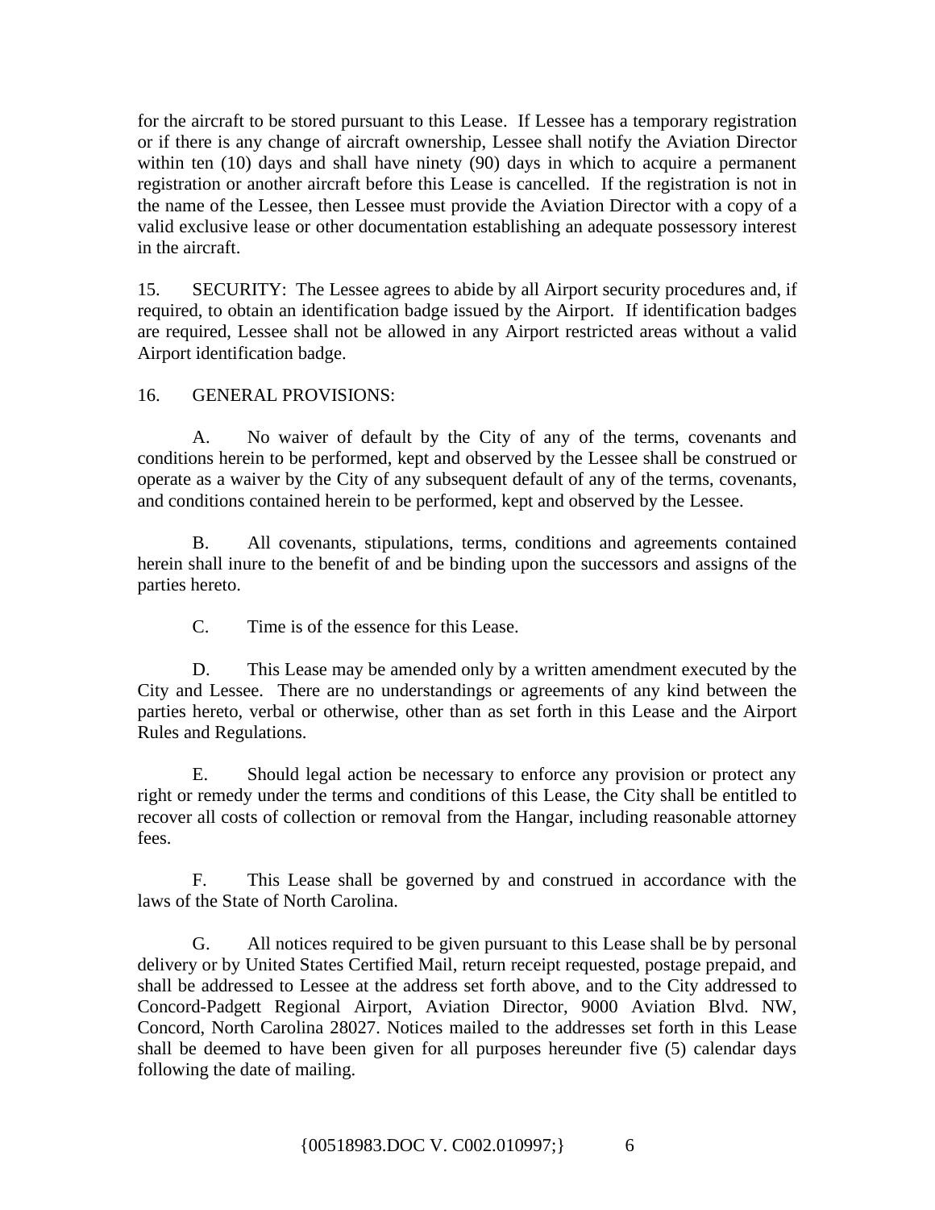for the aircraft to be stored pursuant to this Lease. If Lessee has a temporary registration or if there is any change of aircraft ownership, Lessee shall notify the Aviation Director within ten (10) days and shall have ninety (90) days in which to acquire a permanent registration or another aircraft before this Lease is cancelled. If the registration is not in the name of the Lessee, then Lessee must provide the Aviation Director with a copy of a valid exclusive lease or other documentation establishing an adequate possessory interest in the aircraft.

15. SECURITY: The Lessee agrees to abide by all Airport security procedures and, if required, to obtain an identification badge issued by the Airport. If identification badges are required, Lessee shall not be allowed in any Airport restricted areas without a valid Airport identification badge.

16. GENERAL PROVISIONS:

A. No waiver of default by the City of any of the terms, covenants and conditions herein to be performed, kept and observed by the Lessee shall be construed or operate as a waiver by the City of any subsequent default of any of the terms, covenants, and conditions contained herein to be performed, kept and observed by the Lessee.

B. All covenants, stipulations, terms, conditions and agreements contained herein shall inure to the benefit of and be binding upon the successors and assigns of the parties hereto.

C. Time is of the essence for this Lease.

D. This Lease may be amended only by a written amendment executed by the City and Lessee. There are no understandings or agreements of any kind between the parties hereto, verbal or otherwise, other than as set forth in this Lease and the Airport Rules and Regulations.

E. Should legal action be necessary to enforce any provision or protect any right or remedy under the terms and conditions of this Lease, the City shall be entitled to recover all costs of collection or removal from the Hangar, including reasonable attorney fees.

F. This Lease shall be governed by and construed in accordance with the laws of the State of North Carolina.

G. All notices required to be given pursuant to this Lease shall be by personal delivery or by United States Certified Mail, return receipt requested, postage prepaid, and shall be addressed to Lessee at the address set forth above, and to the City addressed to Concord-Padgett Regional Airport, Aviation Director, 9000 Aviation Blvd. NW, Concord, North Carolina 28027. Notices mailed to the addresses set forth in this Lease shall be deemed to have been given for all purposes hereunder five (5) calendar days following the date of mailing.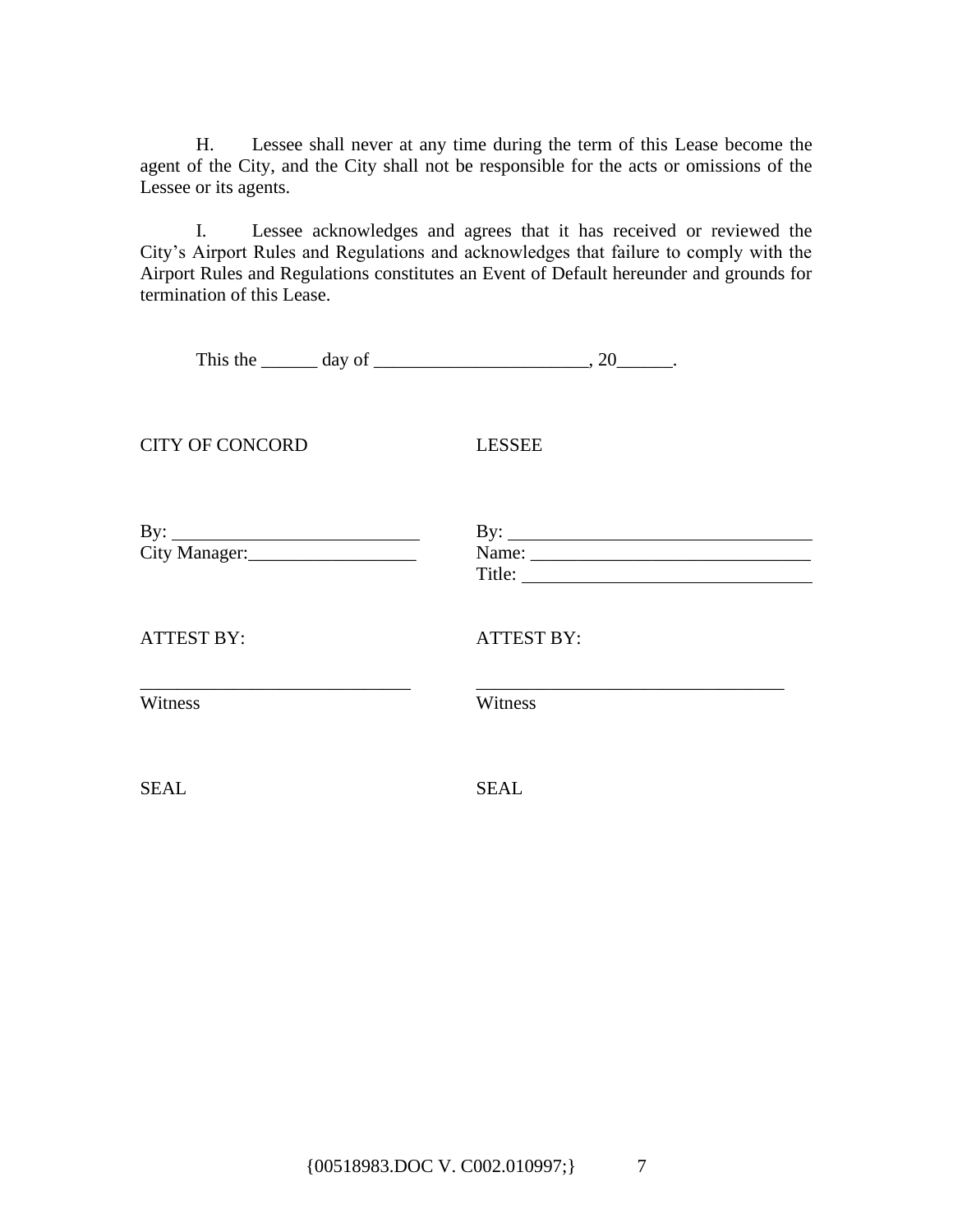H. Lessee shall never at any time during the term of this Lease become the agent of the City, and the City shall not be responsible for the acts or omissions of the Lessee or its agents.

I. Lessee acknowledges and agrees that it has received or reviewed the City's Airport Rules and Regulations and acknowledges that failure to comply with the Airport Rules and Regulations constitutes an Event of Default hereunder and grounds for termination of this Lease.

This the ______ day of _______________________, 20______.

| CITY OF CONCORD | LESSEE |
|---|---|
| By: ___________________________ | By: _________________________________ |
| City Manager:__________________ | Name: ______________________________ |
| | Title: _______________________________ |
| ATTEST BY: | ATTEST BY: |
| _____________________________ | __________________________________ |
| Witness | Witness |
| SEAL | SEAL |

{00518983.DOC V. C002.010997;}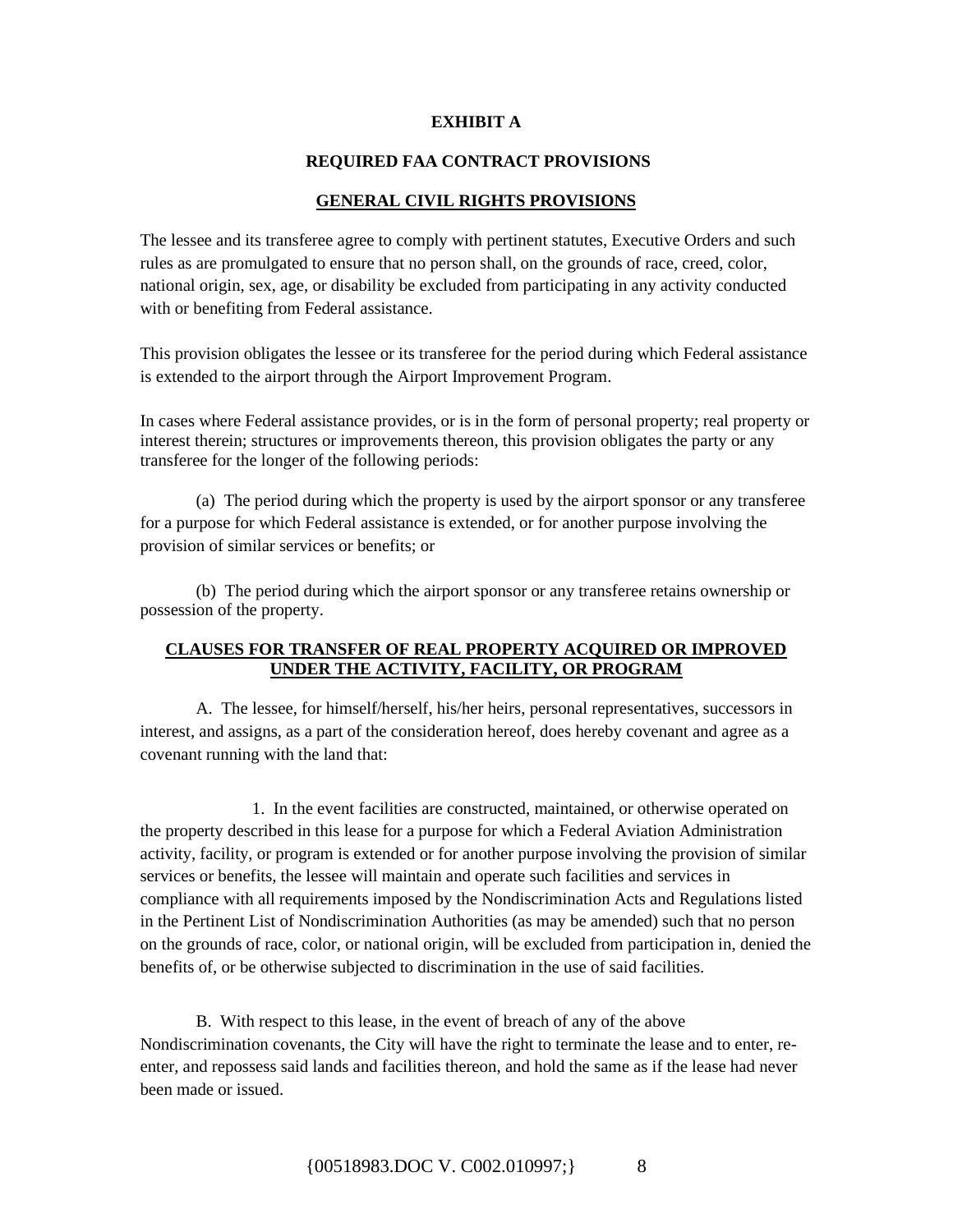**EXHIBIT A**

**REQUIRED FAA CONTRACT PROVISIONS**

**GENERAL CIVIL RIGHTS PROVISIONS**

The lessee and its transferee agree to comply with pertinent statutes, Executive Orders and such rules as are promulgated to ensure that no person shall, on the grounds of race, creed, color, national origin, sex, age, or disability be excluded from participating in any activity conducted with or benefiting from Federal assistance.

This provision obligates the lessee or its transferee for the period during which Federal assistance is extended to the airport through the Airport Improvement Program.

In cases where Federal assistance provides, or is in the form of personal property; real property or interest therein; structures or improvements thereon, this provision obligates the party or any transferee for the longer of the following periods:

(a) The period during which the property is used by the airport sponsor or any transferee for a purpose for which Federal assistance is extended, or for another purpose involving the provision of similar services or benefits; or

(b) The period during which the airport sponsor or any transferee retains ownership or possession of the property.

**CLAUSES FOR TRANSFER OF REAL PROPERTY ACQUIRED OR IMPROVED UNDER THE ACTIVITY, FACILITY, OR PROGRAM**

A. The lessee, for himself/herself, his/her heirs, personal representatives, successors in interest, and assigns, as a part of the consideration hereof, does hereby covenant and agree as a covenant running with the land that:

1. In the event facilities are constructed, maintained, or otherwise operated on the property described in this lease for a purpose for which a Federal Aviation Administration activity, facility, or program is extended or for another purpose involving the provision of similar services or benefits, the lessee will maintain and operate such facilities and services in compliance with all requirements imposed by the Nondiscrimination Acts and Regulations listed in the Pertinent List of Nondiscrimination Authorities (as may be amended) such that no person on the grounds of race, color, or national origin, will be excluded from participation in, denied the benefits of, or be otherwise subjected to discrimination in the use of said facilities.

B. With respect to this lease, in the event of breach of any of the above Nondiscrimination covenants, the City will have the right to terminate the lease and to enter, re-enter, and repossess said lands and facilities thereon, and hold the same as if the lease had never been made or issued.

{00518983.DOC V. C002.010997;}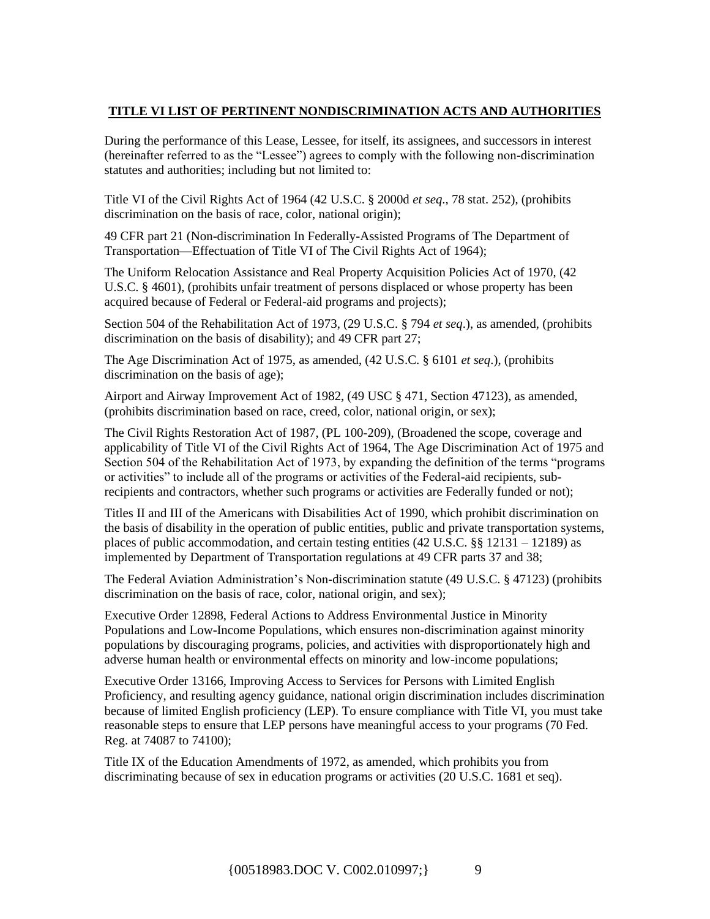**TITLE VI LIST OF PERTINENT NONDISCRIMINATION ACTS AND AUTHORITIES**

During the performance of this Lease, Lessee, for itself, its assignees, and successors in interest (hereinafter referred to as the "Lessee") agrees to comply with the following non-discrimination statutes and authorities; including but not limited to:

Title VI of the Civil Rights Act of 1964 (42 U.S.C. § 2000d *et seq*., 78 stat. 252), (prohibits discrimination on the basis of race, color, national origin);

49 CFR part 21 (Non-discrimination In Federally-Assisted Programs of The Department of Transportation—Effectuation of Title VI of The Civil Rights Act of 1964);

The Uniform Relocation Assistance and Real Property Acquisition Policies Act of 1970, (42 U.S.C. § 4601), (prohibits unfair treatment of persons displaced or whose property has been acquired because of Federal or Federal-aid programs and projects);

Section 504 of the Rehabilitation Act of 1973, (29 U.S.C. § 794 *et seq*.), as amended, (prohibits discrimination on the basis of disability); and 49 CFR part 27;

The Age Discrimination Act of 1975, as amended, (42 U.S.C. § 6101 *et seq*.), (prohibits discrimination on the basis of age);

Airport and Airway Improvement Act of 1982, (49 USC § 471, Section 47123), as amended, (prohibits discrimination based on race, creed, color, national origin, or sex);

The Civil Rights Restoration Act of 1987, (PL 100-209), (Broadened the scope, coverage and applicability of Title VI of the Civil Rights Act of 1964, The Age Discrimination Act of 1975 and Section 504 of the Rehabilitation Act of 1973, by expanding the definition of the terms "programs or activities" to include all of the programs or activities of the Federal-aid recipients, sub-recipients and contractors, whether such programs or activities are Federally funded or not);

Titles II and III of the Americans with Disabilities Act of 1990, which prohibit discrimination on the basis of disability in the operation of public entities, public and private transportation systems, places of public accommodation, and certain testing entities (42 U.S.C. §§ 12131 – 12189) as implemented by Department of Transportation regulations at 49 CFR parts 37 and 38;

The Federal Aviation Administration's Non-discrimination statute (49 U.S.C. § 47123) (prohibits discrimination on the basis of race, color, national origin, and sex);

Executive Order 12898, Federal Actions to Address Environmental Justice in Minority Populations and Low-Income Populations, which ensures non-discrimination against minority populations by discouraging programs, policies, and activities with disproportionately high and adverse human health or environmental effects on minority and low-income populations;

Executive Order 13166, Improving Access to Services for Persons with Limited English Proficiency, and resulting agency guidance, national origin discrimination includes discrimination because of limited English proficiency (LEP). To ensure compliance with Title VI, you must take reasonable steps to ensure that LEP persons have meaningful access to your programs (70 Fed. Reg. at 74087 to 74100);

Title IX of the Education Amendments of 1972, as amended, which prohibits you from discriminating because of sex in education programs or activities (20 U.S.C. 1681 et seq).

{00518983.DOC V. C002.010997;}